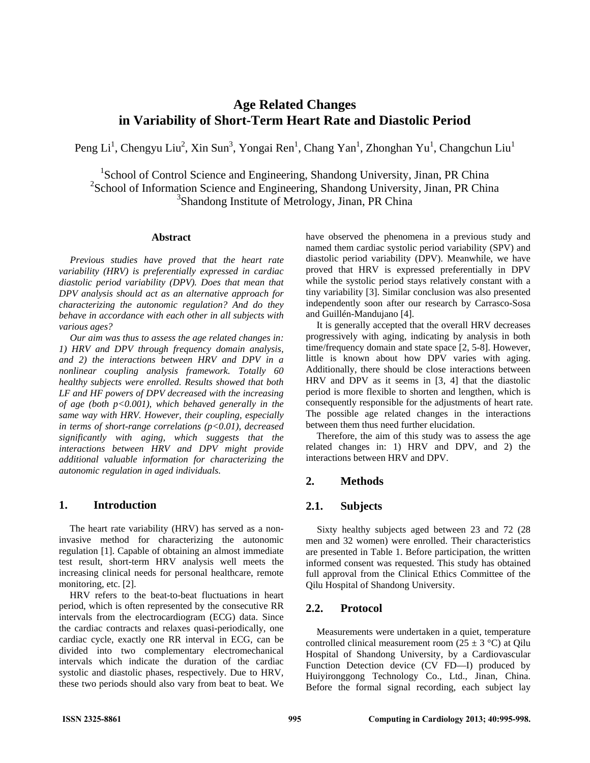# Age Related Changes in Variability of Short-Term Heart Rate and Diastolic Period

Peng Li[1], Chengyu Liu[2], Xin Sun[3], Yongai Ren[1], Chang Yan[1], Zhonghan Yu[1], Changchun Liu[1]

[1]School of Control Science and Engineering, Shandong University, Jinan, PR China
[2]School of Information Science and Engineering, Shandong University, Jinan, PR China
[3]Shandong Institute of Metrology, Jinan, PR China

### Abstract

*Previous studies have proved that the heart rate variability (HRV) is preferentially expressed in cardiac diastolic period variability (DPV). Does that mean that DPV analysis should act as an alternative approach for characterizing the autonomic regulation? And do they behave in accordance with each other in all subjects with various ages?*

*Our aim was thus to assess the age related changes in: 1) HRV and DPV through frequency domain analysis, and 2) the interactions between HRV and DPV in a nonlinear coupling analysis framework. Totally 60 healthy subjects were enrolled. Results showed that both LF and HF powers of DPV decreased with the increasing of age (both $p<0.001$), which behaved generally in the same way with HRV. However, their coupling, especially in terms of short-range correlations ($p<0.01$), decreased significantly with aging, which suggests that the interactions between HRV and DPV might provide additional valuable information for characterizing the autonomic regulation in aged individuals.*

## 1. Introduction

The heart rate variability (HRV) has served as a non-invasive method for characterizing the autonomic regulation [1]. Capable of obtaining an almost immediate test result, short-term HRV analysis well meets the increasing clinical needs for personal healthcare, remote monitoring, etc. [2].

HRV refers to the beat-to-beat fluctuations in heart period, which is often represented by the consecutive RR intervals from the electrocardiogram (ECG) data. Since the cardiac contracts and relaxes quasi-periodically, one cardiac cycle, exactly one RR interval in ECG, can be divided into two complementary electromechanical intervals which indicate the duration of the cardiac systolic and diastolic phases, respectively. Due to HRV, these two periods should also vary from beat to beat. We have observed the phenomena in a previous study and named them cardiac systolic period variability (SPV) and diastolic period variability (DPV). Meanwhile, we have proved that HRV is expressed preferentially in DPV while the systolic period stays relatively constant with a tiny variability [3]. Similar conclusion was also presented independently soon after our research by Carrasco-Sosa and Guillén-Mandujano [4].

It is generally accepted that the overall HRV decreases progressively with aging, indicating by analysis in both time/frequency domain and state space [2, 5-8]. However, little is known about how DPV varies with aging. Additionally, there should be close interactions between HRV and DPV as it seems in [3, 4] that the diastolic period is more flexible to shorten and lengthen, which is consequently responsible for the adjustments of heart rate. The possible age related changes in the interactions between them thus need further elucidation.

Therefore, the aim of this study was to assess the age related changes in: 1) HRV and DPV, and 2) the interactions between HRV and DPV.

## 2. Methods

### 2.1. Subjects

Sixty healthy subjects aged between 23 and 72 (28 men and 32 women) were enrolled. Their characteristics are presented in Table 1. Before participation, the written informed consent was requested. This study has obtained full approval from the Clinical Ethics Committee of the Qilu Hospital of Shandong University.

### 2.2. Protocol

Measurements were undertaken in a quiet, temperature controlled clinical measurement room (25 ± 3 °C) at Qilu Hospital of Shandong University, by a Cardiovascular Function Detection device (CV FD—I) produced by Huiyironggong Technology Co., Ltd., Jinan, China. Before the formal signal recording, each subject lay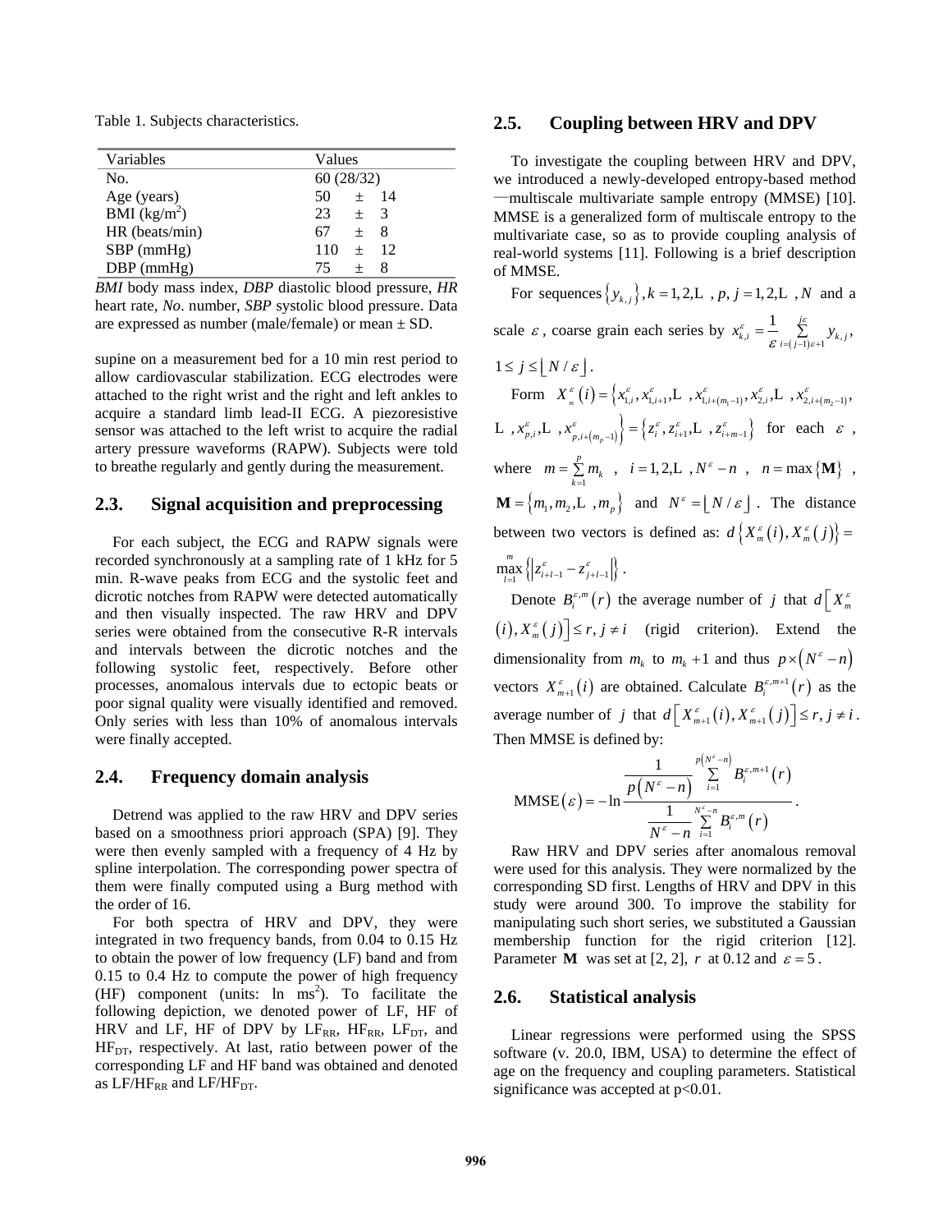Table 1. Subjects characteristics.

| Variables | Values |
|---|---|
| No. | 60 (28/32) |
| Age (years) | 50 ± 14 |
| BMI (kg/m$^2$) | 23 ± 3 |
| HR (beats/min) | 67 ± 8 |
| SBP (mmHg) | 110 ± 12 |
| DBP (mmHg) | 75 ± 8 |

*BMI* body mass index, *DBP* diastolic blood pressure, *HR* heart rate, *No*. number, *SBP* systolic blood pressure. Data are expressed as number (male/female) or mean ± SD.

supine on a measurement bed for a 10 min rest period to allow cardiovascular stabilization. ECG electrodes were attached to the right wrist and the right and left ankles to acquire a standard limb lead-II ECG. A piezoresistive sensor was attached to the left wrist to acquire the radial artery pressure waveforms (RAPW). Subjects were told to breathe regularly and gently during the measurement.

## 2.3. Signal acquisition and preprocessing

For each subject, the ECG and RAPW signals were recorded synchronously at a sampling rate of 1 kHz for 5 min. R-wave peaks from ECG and the systolic feet and dicrotic notches from RAPW were detected automatically and then visually inspected. The raw HRV and DPV series were obtained from the consecutive R-R intervals and intervals between the dicrotic notches and the following systolic feet, respectively. Before other processes, anomalous intervals due to ectopic beats or poor signal quality were visually identified and removed. Only series with less than 10% of anomalous intervals were finally accepted.

## 2.4. Frequency domain analysis

Detrend was applied to the raw HRV and DPV series based on a smoothness priori approach (SPA) [9]. They were then evenly sampled with a frequency of 4 Hz by spline interpolation. The corresponding power spectra of them were finally computed using a Burg method with the order of 16.

For both spectra of HRV and DPV, they were integrated in two frequency bands, from 0.04 to 0.15 Hz to obtain the power of low frequency (LF) band and from 0.15 to 0.4 Hz to compute the power of high frequency (HF) component (units: ln ms$^2$). To facilitate the following depiction, we denoted power of LF, HF of HRV and LF, HF of DPV by $LF_{RR}$, $HF_{RR}$, $LF_{DT}$, and $HF_{DT}$, respectively. At last, ratio between power of the corresponding LF and HF band was obtained and denoted as $LF/HF_{RR}$ and $LF/HF_{DT}$.

## 2.5. Coupling between HRV and DPV

To investigate the coupling between HRV and DPV, we introduced a newly-developed entropy-based method —multiscale multivariate sample entropy (MMSE) [10]. MMSE is a generalized form of multiscale entropy to the multivariate case, so as to provide coupling analysis of real-world systems [11]. Following is a brief description of MMSE.

For sequences $\{y_{k,j}\}, k = 1, 2, \ldots, p, j = 1, 2, \ldots, N$ and a scale $\varepsilon$, coarse grain each series by $x_{k,i}^{\varepsilon} = \frac{1}{\varepsilon}\sum_{i=(j-1)\varepsilon+1}^{j\varepsilon} y_{k,j}$, $1 \le j \le \lfloor N/\varepsilon \rfloor$.

Form $X_m^{\varepsilon}(i) = \{x_{1,i}^{\varepsilon}, x_{1,i+1}^{\varepsilon}, \ldots, x_{1,i+(m_1-1)}^{\varepsilon}, x_{2,i}^{\varepsilon}, \ldots, x_{2,i+(m_2-1)}^{\varepsilon}, \ldots, x_{p,i}^{\varepsilon}, \ldots, x_{p,i+(m_p-1)}^{\varepsilon}\} = \{z_i^{\varepsilon}, z_{i+1}^{\varepsilon}, \ldots, z_{i+m-1}^{\varepsilon}\}$ for each $\varepsilon$, where $m = \sum_{k=1}^{p} m_k$, $i = 1, 2, \ldots, N^{\varepsilon} - n$, $n = \max\{\mathbf{M}\}$, $\mathbf{M} = \{m_1, m_2, \ldots, m_p\}$ and $N^{\varepsilon} = \lfloor N/\varepsilon \rfloor$. The distance between two vectors is defined as: $d\{X_m^{\varepsilon}(i), X_m^{\varepsilon}(j)\} = \max_{l=1}^{m}\{|z_{i+l-1}^{\varepsilon} - z_{j+l-1}^{\varepsilon}|\}$.

Denote $B_i^{\varepsilon,m}(r)$ the average number of $j$ that $d[X_m^{\varepsilon}(i), X_m^{\varepsilon}(j)] \le r, j \ne i$ (rigid criterion). Extend the dimensionality from $m_k$ to $m_k + 1$ and thus $p \times (N^{\varepsilon} - n)$ vectors $X_{m+1}^{\varepsilon}(i)$ are obtained. Calculate $B_i^{\varepsilon,m+1}(r)$ as the average number of $j$ that $d[X_{m+1}^{\varepsilon}(i), X_{m+1}^{\varepsilon}(j)] \le r, j \ne i$. Then MMSE is defined by:

$$\text{MMSE}(\varepsilon) = -\ln \frac{\frac{1}{p(N^{\varepsilon}-n)} \sum_{i=1}^{p(N^{\varepsilon}-n)} B_i^{\varepsilon,m+1}(r)}{\frac{1}{N^{\varepsilon}-n} \sum_{i=1}^{N^{\varepsilon}-n} B_i^{\varepsilon,m}(r)}.$$

Raw HRV and DPV series after anomalous removal were used for this analysis. They were normalized by the corresponding SD first. Lengths of HRV and DPV in this study were around 300. To improve the stability for manipulating such short series, we substituted a Gaussian membership function for the rigid criterion [12]. Parameter $\mathbf{M}$ was set at [2, 2], $r$ at 0.12 and $\varepsilon = 5$.

## 2.6. Statistical analysis

Linear regressions were performed using the SPSS software (v. 20.0, IBM, USA) to determine the effect of age on the frequency and coupling parameters. Statistical significance was accepted at $p<0.01$.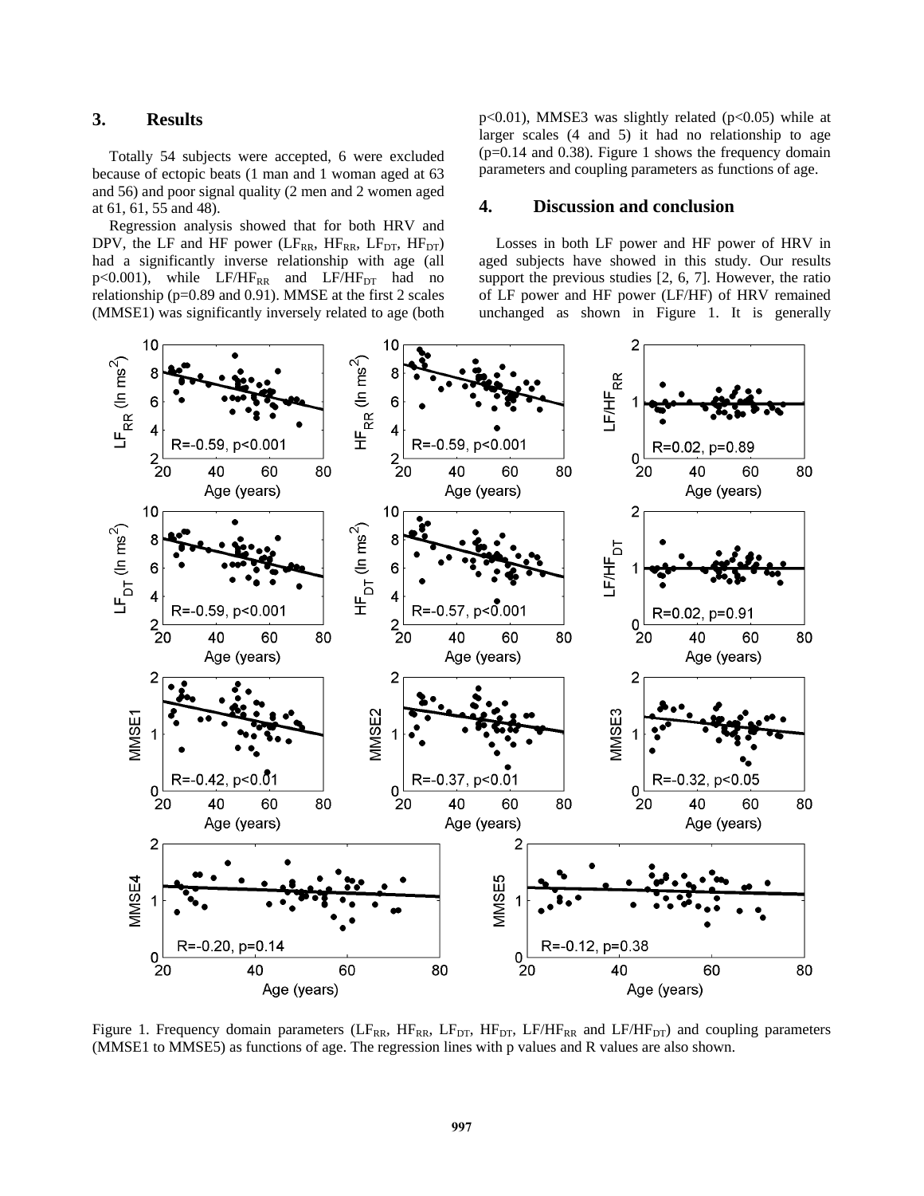## 3. Results

Totally 54 subjects were accepted, 6 were excluded because of ectopic beats (1 man and 1 woman aged at 63 and 56) and poor signal quality (2 men and 2 women aged at 61, 61, 55 and 48).

Regression analysis showed that for both HRV and DPV, the LF and HF power ($LF_{RR}$, $HF_{RR}$, $LF_{DT}$, $HF_{DT}$) had a significantly inverse relationship with age (all $p<0.001$), while $LF/HF_{RR}$ and $LF/HF_{DT}$ had no relationship ($p=0.89$ and $0.91$). MMSE at the first 2 scales (MMSE1) was significantly inversely related to age (both $p<0.01$), MMSE3 was slightly related ($p<0.05$) while at larger scales (4 and 5) it had no relationship to age ($p=0.14$ and $0.38$). Figure 1 shows the frequency domain parameters and coupling parameters as functions of age.

## 4. Discussion and conclusion

Losses in both LF power and HF power of HRV in aged subjects have showed in this study. Our results support the previous studies [2, 6, 7]. However, the ratio of LF power and HF power (LF/HF) of HRV remained unchanged as shown in Figure 1. It is generally

Figure 1. Frequency domain parameters ($LF_{RR}$, $HF_{RR}$, $LF_{DT}$, $HF_{DT}$, $LF/HF_{RR}$ and $LF/HF_{DT}$) and coupling parameters (MMSE1 to MMSE5) as functions of age. The regression lines with p values and R values are also shown.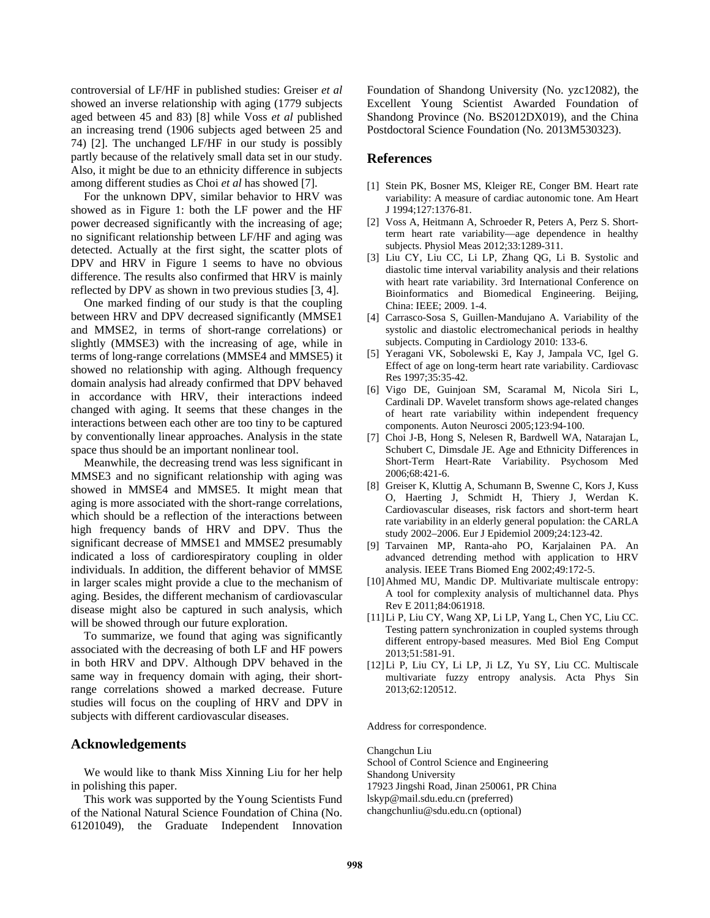controversial of LF/HF in published studies: Greiser *et al* showed an inverse relationship with aging (1779 subjects aged between 45 and 83) [8] while Voss *et al* published an increasing trend (1906 subjects aged between 25 and 74) [2]. The unchanged LF/HF in our study is possibly partly because of the relatively small data set in our study. Also, it might be due to an ethnicity difference in subjects among different studies as Choi *et al* has showed [7].

For the unknown DPV, similar behavior to HRV was showed as in Figure 1: both the LF power and the HF power decreased significantly with the increasing of age; no significant relationship between LF/HF and aging was detected. Actually at the first sight, the scatter plots of DPV and HRV in Figure 1 seems to have no obvious difference. The results also confirmed that HRV is mainly reflected by DPV as shown in two previous studies [3, 4].

One marked finding of our study is that the coupling between HRV and DPV decreased significantly (MMSE1 and MMSE2, in terms of short-range correlations) or slightly (MMSE3) with the increasing of age, while in terms of long-range correlations (MMSE4 and MMSE5) it showed no relationship with aging. Although frequency domain analysis had already confirmed that DPV behaved in accordance with HRV, their interactions indeed changed with aging. It seems that these changes in the interactions between each other are too tiny to be captured by conventionally linear approaches. Analysis in the state space thus should be an important nonlinear tool.

Meanwhile, the decreasing trend was less significant in MMSE3 and no significant relationship with aging was showed in MMSE4 and MMSE5. It might mean that aging is more associated with the short-range correlations, which should be a reflection of the interactions between high frequency bands of HRV and DPV. Thus the significant decrease of MMSE1 and MMSE2 presumably indicated a loss of cardiorespiratory coupling in older individuals. In addition, the different behavior of MMSE in larger scales might provide a clue to the mechanism of aging. Besides, the different mechanism of cardiovascular disease might also be captured in such analysis, which will be showed through our future exploration.

To summarize, we found that aging was significantly associated with the decreasing of both LF and HF powers in both HRV and DPV. Although DPV behaved in the same way in frequency domain with aging, their short-range correlations showed a marked decrease. Future studies will focus on the coupling of HRV and DPV in subjects with different cardiovascular diseases.

## Acknowledgements

We would like to thank Miss Xinning Liu for her help in polishing this paper.

This work was supported by the Young Scientists Fund of the National Natural Science Foundation of China (No. 61201049), the Graduate Independent Innovation Foundation of Shandong University (No. yzc12082), the Excellent Young Scientist Awarded Foundation of Shandong Province (No. BS2012DX019), and the China Postdoctoral Science Foundation (No. 2013M530323).

## References

[1] Stein PK, Bosner MS, Kleiger RE, Conger BM. Heart rate variability: A measure of cardiac autonomic tone. Am Heart J 1994;127:1376-81.

[2] Voss A, Heitmann A, Schroeder R, Peters A, Perz S. Short-term heart rate variability—age dependence in healthy subjects. Physiol Meas 2012;33:1289-311.

[3] Liu CY, Liu CC, Li LP, Zhang QG, Li B. Systolic and diastolic time interval variability analysis and their relations with heart rate variability. 3rd International Conference on Bioinformatics and Biomedical Engineering. Beijing, China: IEEE; 2009. 1-4.

[4] Carrasco-Sosa S, Guillen-Mandujano A. Variability of the systolic and diastolic electromechanical periods in healthy subjects. Computing in Cardiology 2010: 133-6.

[5] Yeragani VK, Sobolewski E, Kay J, Jampala VC, Igel G. Effect of age on long-term heart rate variability. Cardiovasc Res 1997;35:35-42.

[6] Vigo DE, Guinjoan SM, Scaramal M, Nicola Siri L, Cardinali DP. Wavelet transform shows age-related changes of heart rate variability within independent frequency components. Auton Neurosci 2005;123:94-100.

[7] Choi J-B, Hong S, Nelesen R, Bardwell WA, Natarajan L, Schubert C, Dimsdale JE. Age and Ethnicity Differences in Short-Term Heart-Rate Variability. Psychosom Med 2006;68:421-6.

[8] Greiser K, Kluttig A, Schumann B, Swenne C, Kors J, Kuss O, Haerting J, Schmidt H, Thiery J, Werdan K. Cardiovascular diseases, risk factors and short-term heart rate variability in an elderly general population: the CARLA study 2002–2006. Eur J Epidemiol 2009;24:123-42.

[9] Tarvainen MP, Ranta-aho PO, Karjalainen PA. An advanced detrending method with application to HRV analysis. IEEE Trans Biomed Eng 2002;49:172-5.

[10] Ahmed MU, Mandic DP. Multivariate multiscale entropy: A tool for complexity analysis of multichannel data. Phys Rev E 2011;84:061918.

[11] Li P, Liu CY, Wang XP, Li LP, Yang L, Chen YC, Liu CC. Testing pattern synchronization in coupled systems through different entropy-based measures. Med Biol Eng Comput 2013;51:581-91.

[12] Li P, Liu CY, Li LP, Ji LZ, Yu SY, Liu CC. Multiscale multivariate fuzzy entropy analysis. Acta Phys Sin 2013;62:120512.

Address for correspondence.

Changchun Liu
School of Control Science and Engineering
Shandong University
17923 Jingshi Road, Jinan 250061, PR China
lskyp@mail.sdu.edu.cn (preferred)
changchunliu@sdu.edu.cn (optional)